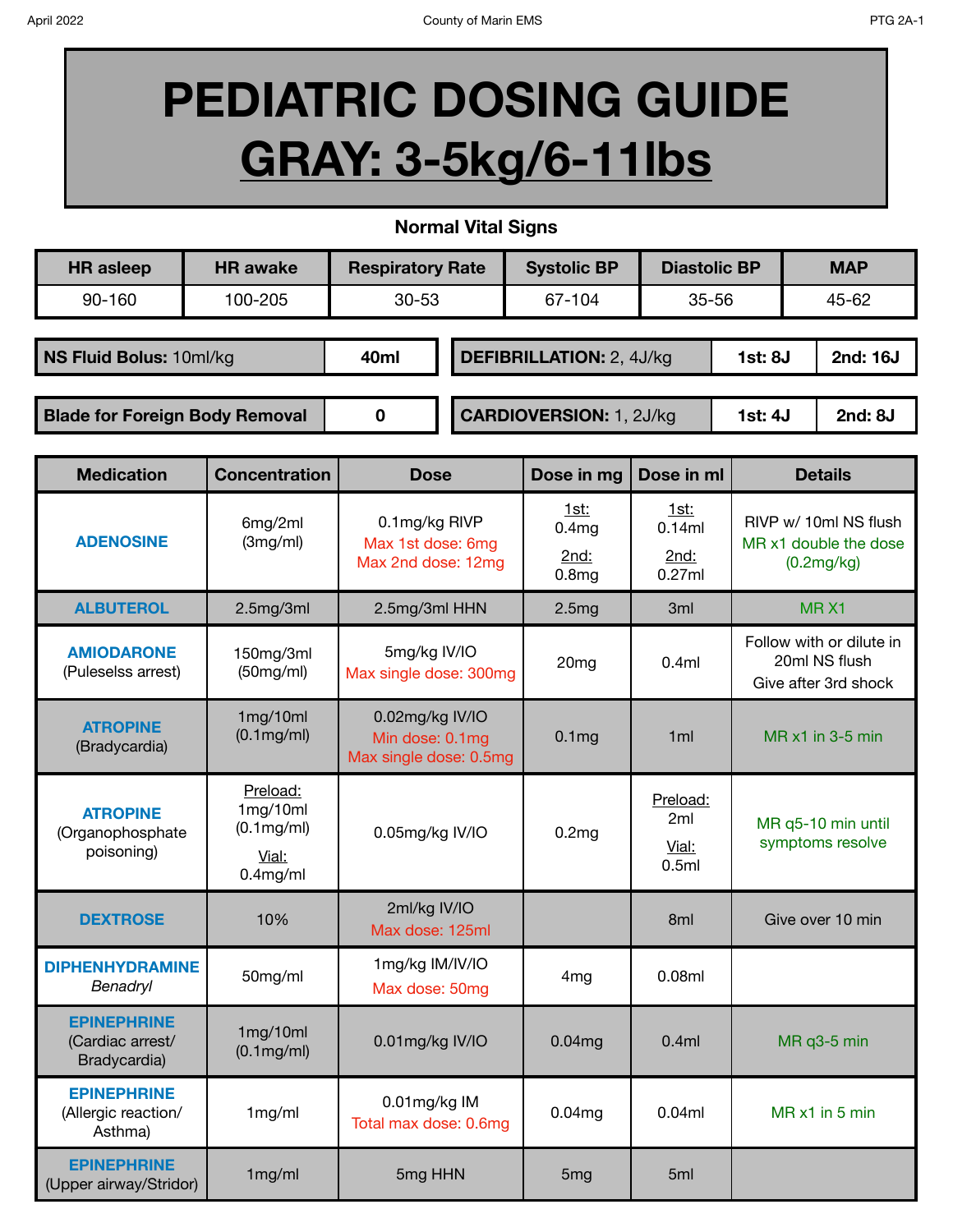# PEDIATRIC DOSING GUIDE
# GRAY: 3-5kg/6-11lbs

**Normal Vital Signs**

| HR asleep | HR awake | Respiratory Rate | Systolic BP | Diastolic BP | MAP |
|---|---|---|---|---|---|
| 90-160 | 100-205 | 30-53 | 67-104 | 35-56 | 45-62 |

| | |
|---|---|
| **NS Fluid Bolus:** 10ml/kg | **40ml** |
| **Blade for Foreign Body Removal** | **0** |

| | | |
|---|---|---|
| **DEFIBRILLATION:** 2, 4J/kg | **1st: 8J** | **2nd: 16J** |
| **CARDIOVERSION:** 1, 2J/kg | **1st: 4J** | **2nd: 8J** |

| Medication | Concentration | Dose | Dose in mg | Dose in ml | Details |
|---|---|---|---|---|---|
| **ADENOSINE** | 6mg/2ml (3mg/ml) | 0.1mg/kg RIVP<br>Max 1st dose: 6mg<br>Max 2nd dose: 12mg | 1st: 0.4mg<br>2nd: 0.8mg | 1st: 0.14ml<br>2nd: 0.27ml | RIVP w/ 10ml NS flush<br>MR x1 double the dose (0.2mg/kg) |
| **ALBUTEROL** | 2.5mg/3ml | 2.5mg/3ml HHN | 2.5mg | 3ml | MR X1 |
| **AMIODARONE** (Puleselss arrest) | 150mg/3ml (50mg/ml) | 5mg/kg IV/IO<br>Max single dose: 300mg | 20mg | 0.4ml | Follow with or dilute in 20ml NS flush<br>Give after 3rd shock |
| **ATROPINE** (Bradycardia) | 1mg/10ml (0.1mg/ml) | 0.02mg/kg IV/IO<br>Min dose: 0.1mg<br>Max single dose: 0.5mg | 0.1mg | 1ml | MR x1 in 3-5 min |
| **ATROPINE** (Organophosphate poisoning) | Preload: 1mg/10ml (0.1mg/ml)<br>Vial: 0.4mg/ml | 0.05mg/kg IV/IO | 0.2mg | Preload: 2ml<br>Vial: 0.5ml | MR q5-10 min until symptoms resolve |
| **DEXTROSE** | 10% | 2ml/kg IV/IO<br>Max dose: 125ml | | 8ml | Give over 10 min |
| **DIPHENHYDRAMINE** *Benadryl* | 50mg/ml | 1mg/kg IM/IV/IO<br>Max dose: 50mg | 4mg | 0.08ml | |
| **EPINEPHRINE** (Cardiac arrest/ Bradycardia) | 1mg/10ml (0.1mg/ml) | 0.01mg/kg IV/IO | 0.04mg | 0.4ml | MR q3-5 min |
| **EPINEPHRINE** (Allergic reaction/ Asthma) | 1mg/ml | 0.01mg/kg IM<br>Total max dose: 0.6mg | 0.04mg | 0.04ml | MR x1 in 5 min |
| **EPINEPHRINE** (Upper airway/Stridor) | 1mg/ml | 5mg HHN | 5mg | 5ml | |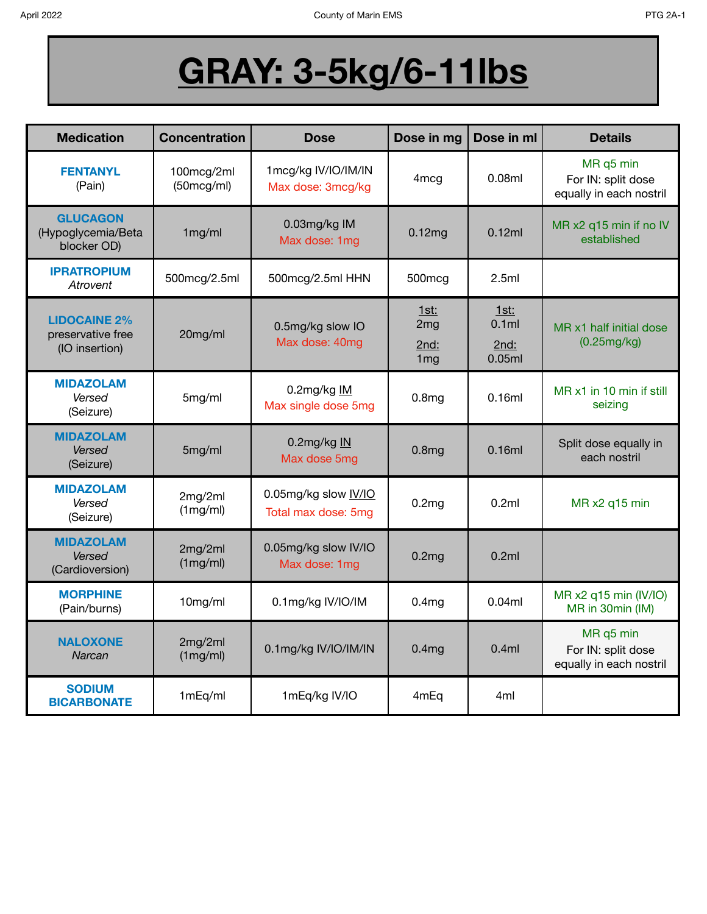# GRAY: 3-5kg/6-11lbs

| Medication | Concentration | Dose | Dose in mg | Dose in ml | Details |
| --- | --- | --- | --- | --- | --- |
| **FENTANYL** (Pain) | 100mcg/2ml (50mcg/ml) | 1mcg/kg IV/IO/IM/IN Max dose: 3mcg/kg | 4mcg | 0.08ml | MR q5 min For IN: split dose equally in each nostril |
| **GLUCAGON** (Hypoglycemia/Beta blocker OD) | 1mg/ml | 0.03mg/kg IM Max dose: 1mg | 0.12mg | 0.12ml | MR x2 q15 min if no IV established |
| **IPRATROPIUM** *Atrovent* | 500mcg/2.5ml | 500mcg/2.5ml HHN | 500mcg | 2.5ml | |
| **LIDOCAINE 2%** preservative free (IO insertion) | 20mg/ml | 0.5mg/kg slow IO Max dose: 40mg | 1st: 2mg 2nd: 1mg | 1st: 0.1ml 2nd: 0.05ml | MR x1 half initial dose (0.25mg/kg) |
| **MIDAZOLAM** *Versed* (Seizure) | 5mg/ml | 0.2mg/kg IM Max single dose 5mg | 0.8mg | 0.16ml | MR x1 in 10 min if still seizing |
| **MIDAZOLAM** *Versed* (Seizure) | 5mg/ml | 0.2mg/kg IN Max dose 5mg | 0.8mg | 0.16ml | Split dose equally in each nostril |
| **MIDAZOLAM** *Versed* (Seizure) | 2mg/2ml (1mg/ml) | 0.05mg/kg slow IV/IO Total max dose: 5mg | 0.2mg | 0.2ml | MR x2 q15 min |
| **MIDAZOLAM** *Versed* (Cardioversion) | 2mg/2ml (1mg/ml) | 0.05mg/kg slow IV/IO Max dose: 1mg | 0.2mg | 0.2ml | |
| **MORPHINE** (Pain/burns) | 10mg/ml | 0.1mg/kg IV/IO/IM | 0.4mg | 0.04ml | MR x2 q15 min (IV/IO) MR in 30min (IM) |
| **NALOXONE** *Narcan* | 2mg/2ml (1mg/ml) | 0.1mg/kg IV/IO/IM/IN | 0.4mg | 0.4ml | MR q5 min For IN: split dose equally in each nostril |
| **SODIUM BICARBONATE** | 1mEq/ml | 1mEq/kg IV/IO | 4mEq | 4ml | |